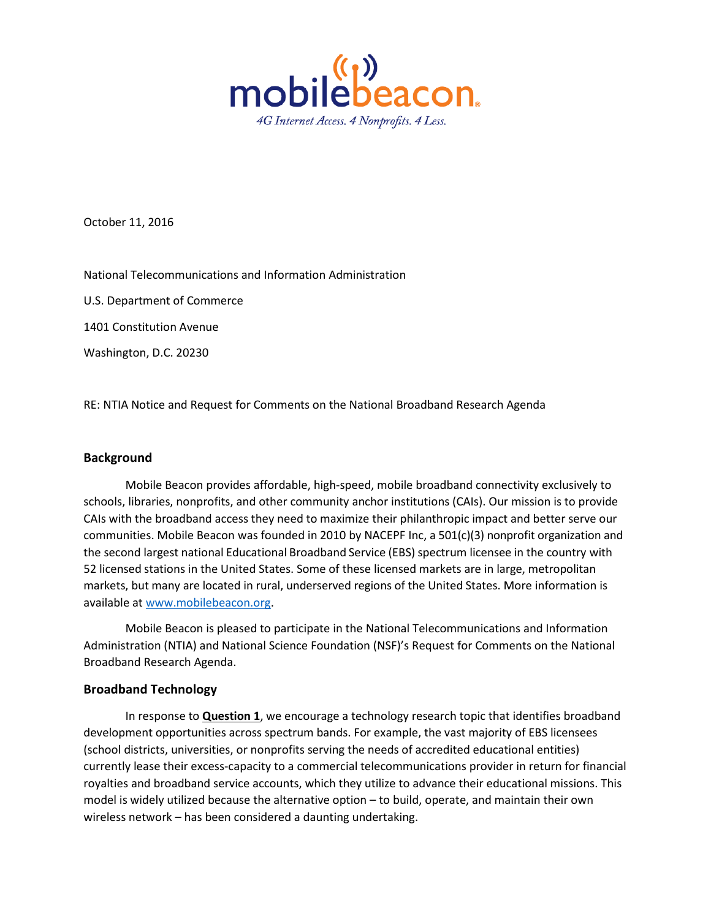mobilebeacon

*4G Internet Access. 4 Nonprofits. 4 Less.*

October 11, 2016

National Telecommunications and Information Administration

U.S. Department of Commerce

1401 Constitution Avenue

Washington, D.C. 20230

RE: NTIA Notice and Request for Comments on the National Broadband Research Agenda

## Background

Mobile Beacon provides affordable, high-speed, mobile broadband connectivity exclusively to schools, libraries, nonprofits, and other community anchor institutions (CAIs). Our mission is to provide CAIs with the broadband access they need to maximize their philanthropic impact and better serve our communities. Mobile Beacon was founded in 2010 by NACEPF Inc, a 501(c)(3) nonprofit organization and the second largest national Educational Broadband Service (EBS) spectrum licensee in the country with 52 licensed stations in the United States. Some of these licensed markets are in large, metropolitan markets, but many are located in rural, underserved regions of the United States. More information is available at [www.mobilebeacon.org](http://www.mobilebeacon.org).

Mobile Beacon is pleased to participate in the National Telecommunications and Information Administration (NTIA) and National Science Foundation (NSF)'s Request for Comments on the National Broadband Research Agenda.

## Broadband Technology

In response to **Question 1**, we encourage a technology research topic that identifies broadband development opportunities across spectrum bands. For example, the vast majority of EBS licensees (school districts, universities, or nonprofits serving the needs of accredited educational entities) currently lease their excess-capacity to a commercial telecommunications provider in return for financial royalties and broadband service accounts, which they utilize to advance their educational missions. This model is widely utilized because the alternative option – to build, operate, and maintain their own wireless network – has been considered a daunting undertaking.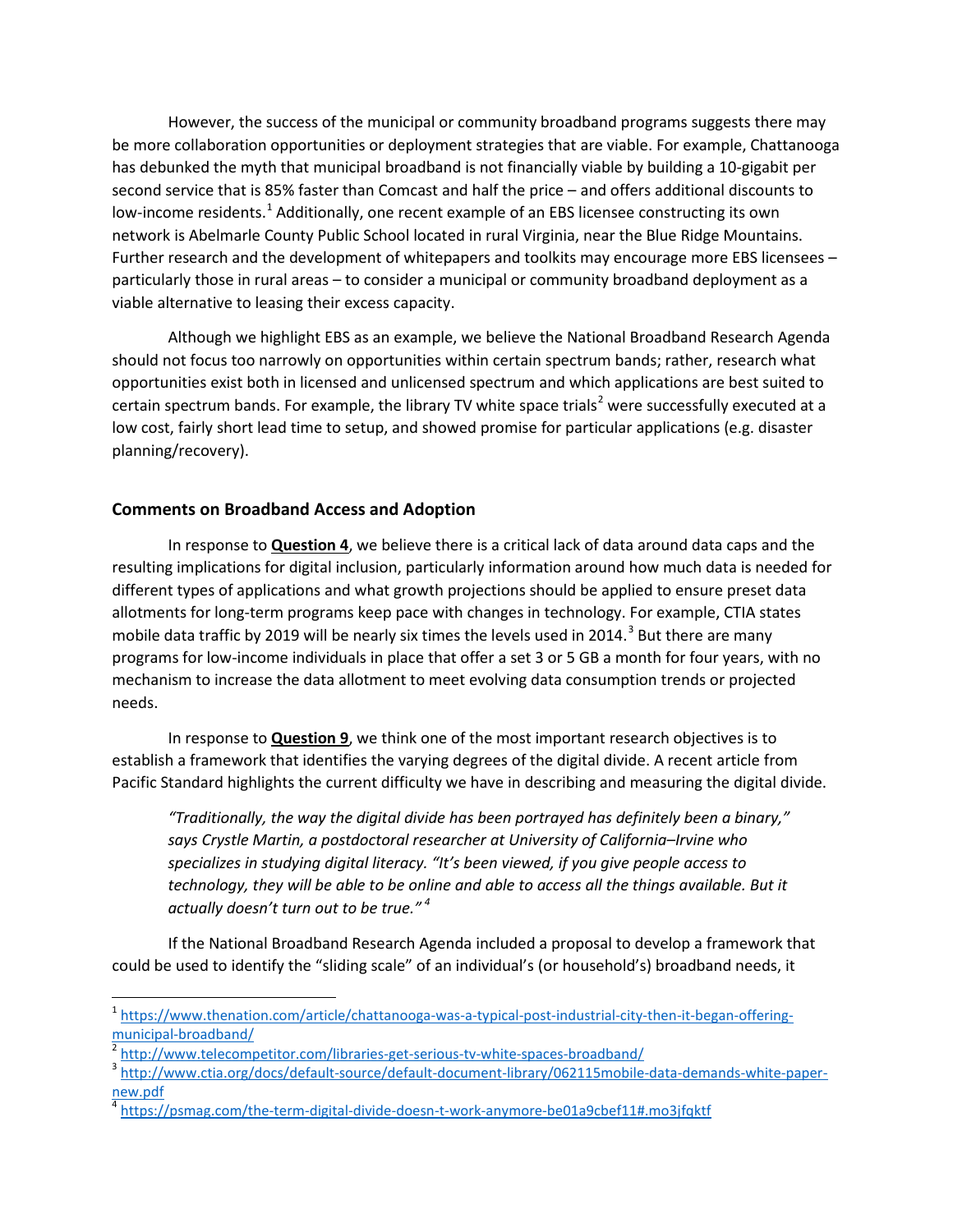However, the success of the municipal or community broadband programs suggests there may be more collaboration opportunities or deployment strategies that are viable. For example, Chattanooga has debunked the myth that municipal broadband is not financially viable by building a 10-gigabit per second service that is 85% faster than Comcast and half the price – and offers additional discounts to low-income residents.[1] Additionally, one recent example of an EBS licensee constructing its own network is Abelmarle County Public School located in rural Virginia, near the Blue Ridge Mountains. Further research and the development of whitepapers and toolkits may encourage more EBS licensees – particularly those in rural areas – to consider a municipal or community broadband deployment as a viable alternative to leasing their excess capacity.

Although we highlight EBS as an example, we believe the National Broadband Research Agenda should not focus too narrowly on opportunities within certain spectrum bands; rather, research what opportunities exist both in licensed and unlicensed spectrum and which applications are best suited to certain spectrum bands. For example, the library TV white space trials[2] were successfully executed at a low cost, fairly short lead time to setup, and showed promise for particular applications (e.g. disaster planning/recovery).

## Comments on Broadband Access and Adoption

In response to **<u>Question 4</u>**, we believe there is a critical lack of data around data caps and the resulting implications for digital inclusion, particularly information around how much data is needed for different types of applications and what growth projections should be applied to ensure preset data allotments for long-term programs keep pace with changes in technology. For example, CTIA states mobile data traffic by 2019 will be nearly six times the levels used in 2014.[3] But there are many programs for low-income individuals in place that offer a set 3 or 5 GB a month for four years, with no mechanism to increase the data allotment to meet evolving data consumption trends or projected needs.

In response to **<u>Question 9</u>**, we think one of the most important research objectives is to establish a framework that identifies the varying degrees of the digital divide. A recent article from Pacific Standard highlights the current difficulty we have in describing and measuring the digital divide.

> *"Traditionally, the way the digital divide has been portrayed has definitely been a binary," says Crystle Martin, a postdoctoral researcher at University of California–Irvine who specializes in studying digital literacy. "It's been viewed, if you give people access to technology, they will be able to be online and able to access all the things available. But it actually doesn't turn out to be true."*[4]

If the National Broadband Research Agenda included a proposal to develop a framework that could be used to identify the "sliding scale" of an individual's (or household's) broadband needs, it

---

[1] https://www.thenation.com/article/chattanooga-was-a-typical-post-industrial-city-then-it-began-offering-municipal-broadband/

[2] http://www.telecompetitor.com/libraries-get-serious-tv-white-spaces-broadband/

[3] http://www.ctia.org/docs/default-source/default-document-library/062115mobile-data-demands-white-paper-new.pdf

[4] https://psmag.com/the-term-digital-divide-doesn-t-work-anymore-be01a9cbef11#.mo3jfqktf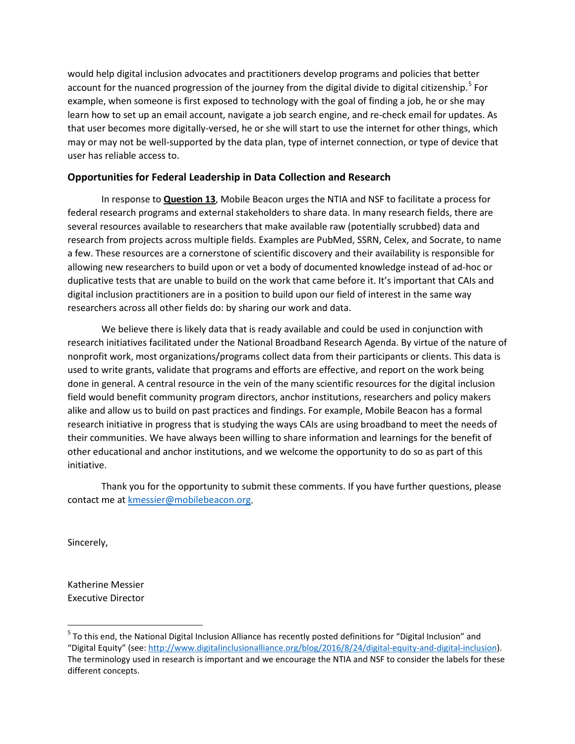would help digital inclusion advocates and practitioners develop programs and policies that better account for the nuanced progression of the journey from the digital divide to digital citizenship.[5] For example, when someone is first exposed to technology with the goal of finding a job, he or she may learn how to set up an email account, navigate a job search engine, and re-check email for updates. As that user becomes more digitally-versed, he or she will start to use the internet for other things, which may or may not be well-supported by the data plan, type of internet connection, or type of device that user has reliable access to.

### Opportunities for Federal Leadership in Data Collection and Research

In response to **Question 13**, Mobile Beacon urges the NTIA and NSF to facilitate a process for federal research programs and external stakeholders to share data. In many research fields, there are several resources available to researchers that make available raw (potentially scrubbed) data and research from projects across multiple fields. Examples are PubMed, SSRN, Celex, and Socrate, to name a few. These resources are a cornerstone of scientific discovery and their availability is responsible for allowing new researchers to build upon or vet a body of documented knowledge instead of ad-hoc or duplicative tests that are unable to build on the work that came before it. It's important that CAIs and digital inclusion practitioners are in a position to build upon our field of interest in the same way researchers across all other fields do: by sharing our work and data.

We believe there is likely data that is ready available and could be used in conjunction with research initiatives facilitated under the National Broadband Research Agenda. By virtue of the nature of nonprofit work, most organizations/programs collect data from their participants or clients. This data is used to write grants, validate that programs and efforts are effective, and report on the work being done in general. A central resource in the vein of the many scientific resources for the digital inclusion field would benefit community program directors, anchor institutions, researchers and policy makers alike and allow us to build on past practices and findings. For example, Mobile Beacon has a formal research initiative in progress that is studying the ways CAIs are using broadband to meet the needs of their communities. We have always been willing to share information and learnings for the benefit of other educational and anchor institutions, and we welcome the opportunity to do so as part of this initiative.

Thank you for the opportunity to submit these comments. If you have further questions, please contact me at kmessier@mobilebeacon.org.

Sincerely,

Katherine Messier
Executive Director

---

[5] To this end, the National Digital Inclusion Alliance has recently posted definitions for "Digital Inclusion" and "Digital Equity" (see: http://www.digitalinclusionalliance.org/blog/2016/8/24/digital-equity-and-digital-inclusion). The terminology used in research is important and we encourage the NTIA and NSF to consider the labels for these different concepts.